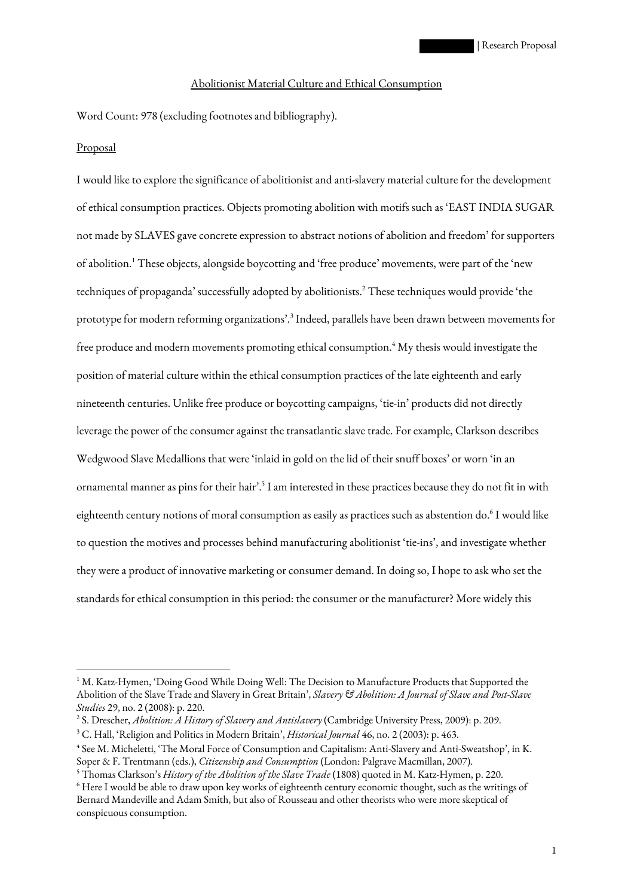# Abolitionist Material Culture and Ethical Consumption

Word Count: 978 (excluding footnotes and bibliography).

## Proposal

I would like to explore the significance of abolitionist and anti-slavery material culture for the development of ethical consumption practices. Objects promoting abolition with motifs such as 'EAST INDIA SUGAR not made by SLAVES gave concrete expression to abstract notions of abolition and freedom' for supporters of abolition.[1] These objects, alongside boycotting and 'free produce' movements, were part of the 'new techniques of propaganda' successfully adopted by abolitionists.[2] These techniques would provide 'the prototype for modern reforming organizations'.[3] Indeed, parallels have been drawn between movements for free produce and modern movements promoting ethical consumption.[4] My thesis would investigate the position of material culture within the ethical consumption practices of the late eighteenth and early nineteenth centuries. Unlike free produce or boycotting campaigns, 'tie-in' products did not directly leverage the power of the consumer against the transatlantic slave trade. For example, Clarkson describes Wedgwood Slave Medallions that were 'inlaid in gold on the lid of their snuff boxes' or worn 'in an ornamental manner as pins for their hair'.[5] I am interested in these practices because they do not fit in with eighteenth century notions of moral consumption as easily as practices such as abstention do.[6] I would like to question the motives and processes behind manufacturing abolitionist 'tie-ins', and investigate whether they were a product of innovative marketing or consumer demand. In doing so, I hope to ask who set the standards for ethical consumption in this period: the consumer or the manufacturer? More widely this

---

[1] M. Katz-Hymen, 'Doing Good While Doing Well: The Decision to Manufacture Products that Supported the Abolition of the Slave Trade and Slavery in Great Britain', *Slavery & Abolition: A Journal of Slave and Post-Slave Studies* 29, no. 2 (2008): p. 220.

[2] S. Drescher, *Abolition: A History of Slavery and Antislavery* (Cambridge University Press, 2009): p. 209.

[3] C. Hall, 'Religion and Politics in Modern Britain', *Historical Journal* 46, no. 2 (2003): p. 463.

[4] See M. Micheletti, 'The Moral Force of Consumption and Capitalism: Anti-Slavery and Anti-Sweatshop', in K. Soper & F. Trentmann (eds.), *Citizenship and Consumption* (London: Palgrave Macmillan, 2007).

[5] Thomas Clarkson's *History of the Abolition of the Slave Trade* (1808) quoted in M. Katz-Hymen, p. 220.

[6] Here I would be able to draw upon key works of eighteenth century economic thought, such as the writings of Bernard Mandeville and Adam Smith, but also of Rousseau and other theorists who were more skeptical of conspicuous consumption.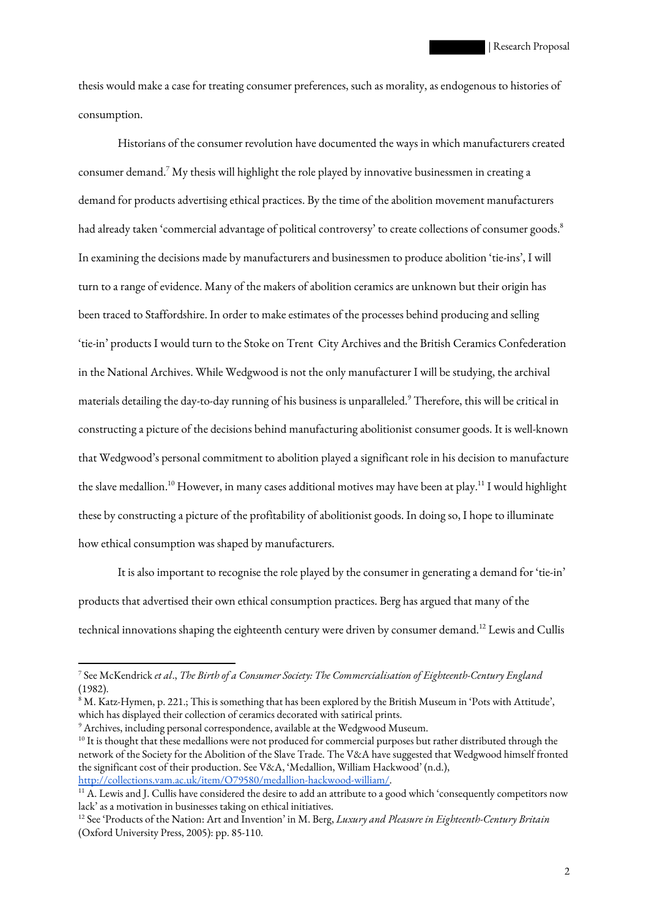thesis would make a case for treating consumer preferences, such as morality, as endogenous to histories of consumption.

Historians of the consumer revolution have documented the ways in which manufacturers created consumer demand.[7] My thesis will highlight the role played by innovative businessmen in creating a demand for products advertising ethical practices. By the time of the abolition movement manufacturers had already taken 'commercial advantage of political controversy' to create collections of consumer goods.[8] In examining the decisions made by manufacturers and businessmen to produce abolition 'tie-ins', I will turn to a range of evidence. Many of the makers of abolition ceramics are unknown but their origin has been traced to Staffordshire. In order to make estimates of the processes behind producing and selling 'tie-in' products I would turn to the Stoke on Trent City Archives and the British Ceramics Confederation in the National Archives. While Wedgwood is not the only manufacturer I will be studying, the archival materials detailing the day-to-day running of his business is unparalleled.[9] Therefore, this will be critical in constructing a picture of the decisions behind manufacturing abolitionist consumer goods. It is well-known that Wedgwood's personal commitment to abolition played a significant role in his decision to manufacture the slave medallion.[10] However, in many cases additional motives may have been at play.[11] I would highlight these by constructing a picture of the profitability of abolitionist goods. In doing so, I hope to illuminate how ethical consumption was shaped by manufacturers.

It is also important to recognise the role played by the consumer in generating a demand for 'tie-in' products that advertised their own ethical consumption practices. Berg has argued that many of the technical innovations shaping the eighteenth century were driven by consumer demand.[12] Lewis and Cullis

---

[7] See McKendrick *et al*., *The Birth of a Consumer Society: The Commercialisation of Eighteenth-Century England* (1982).

[8] M. Katz-Hymen, p. 221.; This is something that has been explored by the British Museum in 'Pots with Attitude', which has displayed their collection of ceramics decorated with satirical prints.

[9] Archives, including personal correspondence, available at the Wedgwood Museum.

[10] It is thought that these medallions were not produced for commercial purposes but rather distributed through the network of the Society for the Abolition of the Slave Trade. The V&A have suggested that Wedgwood himself fronted the significant cost of their production. See V&A, 'Medallion, William Hackwood' (n.d.), http://collections.vam.ac.uk/item/O79580/medallion-hackwood-william/.

[11] A. Lewis and J. Cullis have considered the desire to add an attribute to a good which 'consequently competitors now lack' as a motivation in businesses taking on ethical initiatives.

[12] See 'Products of the Nation: Art and Invention' in M. Berg, *Luxury and Pleasure in Eighteenth-Century Britain* (Oxford University Press, 2005): pp. 85-110.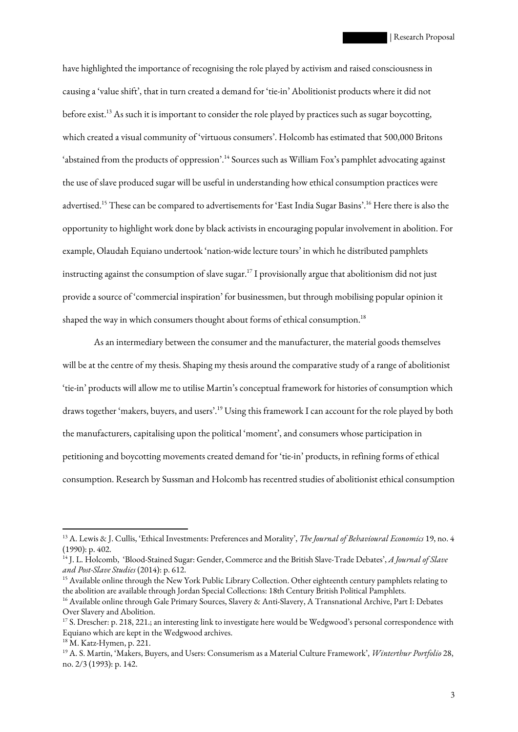have highlighted the importance of recognising the role played by activism and raised consciousness in causing a 'value shift', that in turn created a demand for 'tie-in' Abolitionist products where it did not before exist.[13] As such it is important to consider the role played by practices such as sugar boycotting, which created a visual community of 'virtuous consumers'. Holcomb has estimated that 500,000 Britons 'abstained from the products of oppression'.[14] Sources such as William Fox's pamphlet advocating against the use of slave produced sugar will be useful in understanding how ethical consumption practices were advertised.[15] These can be compared to advertisements for 'East India Sugar Basins'.[16] Here there is also the opportunity to highlight work done by black activists in encouraging popular involvement in abolition. For example, Olaudah Equiano undertook 'nation-wide lecture tours' in which he distributed pamphlets instructing against the consumption of slave sugar.[17] I provisionally argue that abolitionism did not just provide a source of 'commercial inspiration' for businessmen, but through mobilising popular opinion it shaped the way in which consumers thought about forms of ethical consumption.[18]

As an intermediary between the consumer and the manufacturer, the material goods themselves will be at the centre of my thesis. Shaping my thesis around the comparative study of a range of abolitionist 'tie-in' products will allow me to utilise Martin's conceptual framework for histories of consumption which draws together 'makers, buyers, and users'.[19] Using this framework I can account for the role played by both the manufacturers, capitalising upon the political 'moment', and consumers whose participation in petitioning and boycotting movements created demand for 'tie-in' products, in refining forms of ethical consumption. Research by Sussman and Holcomb has recentred studies of abolitionist ethical consumption

---

[13] A. Lewis & J. Cullis, 'Ethical Investments: Preferences and Morality', *The Journal of Behavioural Economics* 19, no. 4 (1990): p. 402.

[14] J. L. Holcomb, 'Blood-Stained Sugar: Gender, Commerce and the British Slave-Trade Debates', *A Journal of Slave and Post-Slave Studies* (2014): p. 612.

[15] Available online through the New York Public Library Collection. Other eighteenth century pamphlets relating to the abolition are available through Jordan Special Collections: 18th Century British Political Pamphlets.

[16] Available online through Gale Primary Sources, Slavery & Anti-Slavery, A Transnational Archive, Part I: Debates Over Slavery and Abolition.

[17] S. Drescher: p. 218, 221.; an interesting link to investigate here would be Wedgwood's personal correspondence with Equiano which are kept in the Wedgwood archives.

[18] M. Katz-Hymen, p. 221.

[19] A. S. Martin, 'Makers, Buyers, and Users: Consumerism as a Material Culture Framework', *Winterthur Portfolio* 28, no. 2/3 (1993): p. 142.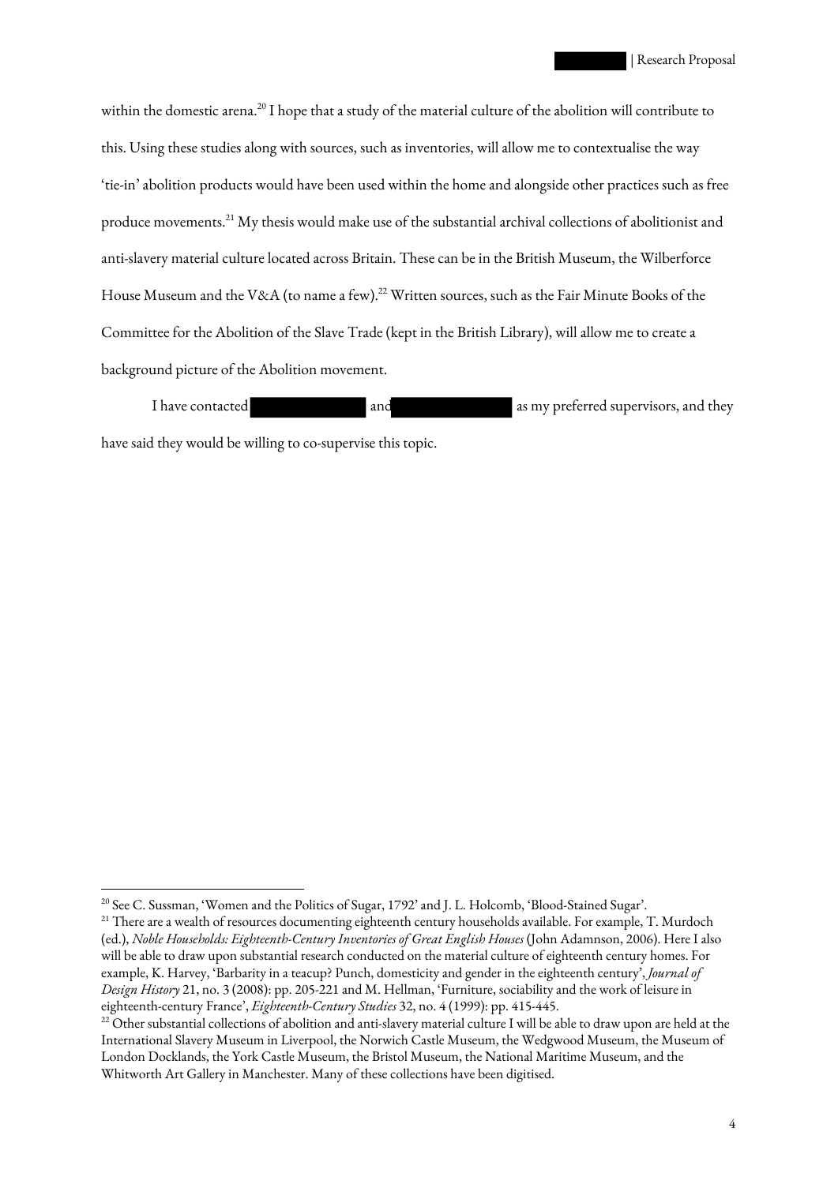within the domestic arena.[20] I hope that a study of the material culture of the abolition will contribute to this. Using these studies along with sources, such as inventories, will allow me to contextualise the way 'tie-in' abolition products would have been used within the home and alongside other practices such as free produce movements.[21] My thesis would make use of the substantial archival collections of abolitionist and anti-slavery material culture located across Britain. These can be in the British Museum, the Wilberforce House Museum and the V&A (to name a few).[22] Written sources, such as the Fair Minute Books of the Committee for the Abolition of the Slave Trade (kept in the British Library), will allow me to create a background picture of the Abolition movement.

I have contacted [redacted] and [redacted] as my preferred supervisors, and they have said they would be willing to co-supervise this topic.

---

[20] See C. Sussman, 'Women and the Politics of Sugar, 1792' and J. L. Holcomb, 'Blood-Stained Sugar'.

[21] There are a wealth of resources documenting eighteenth century households available. For example, T. Murdoch (ed.), *Noble Households: Eighteenth-Century Inventories of Great English Houses* (John Adamnson, 2006). Here I also will be able to draw upon substantial research conducted on the material culture of eighteenth century homes. For example, K. Harvey, 'Barbarity in a teacup? Punch, domesticity and gender in the eighteenth century', *Journal of Design History* 21, no. 3 (2008): pp. 205-221 and M. Hellman, 'Furniture, sociability and the work of leisure in eighteenth-century France', *Eighteenth-Century Studies* 32, no. 4 (1999): pp. 415-445.

[22] Other substantial collections of abolition and anti-slavery material culture I will be able to draw upon are held at the International Slavery Museum in Liverpool, the Norwich Castle Museum, the Wedgwood Museum, the Museum of London Docklands, the York Castle Museum, the Bristol Museum, the National Maritime Museum, and the Whitworth Art Gallery in Manchester. Many of these collections have been digitised.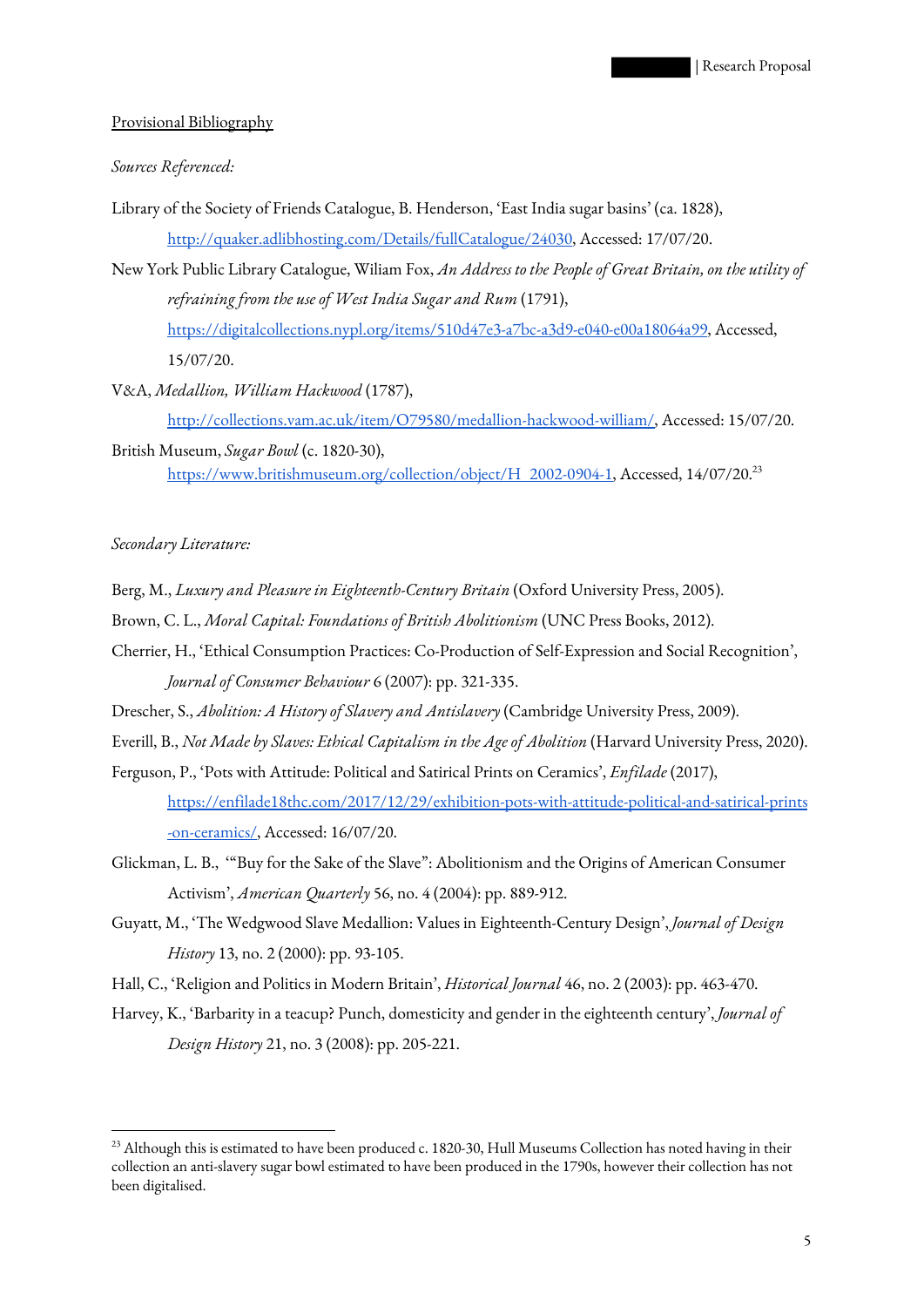Provisional Bibliography

*Sources Referenced:*

Library of the Society of Friends Catalogue, B. Henderson, 'East India sugar basins' (ca. 1828), http://quaker.adlibhosting.com/Details/fullCatalogue/24030, Accessed: 17/07/20.

New York Public Library Catalogue, Wiliam Fox, *An Address to the People of Great Britain, on the utility of refraining from the use of West India Sugar and Rum* (1791), https://digitalcollections.nypl.org/items/510d47e3-a7bc-a3d9-e040-e00a18064a99, Accessed, 15/07/20.

V&A, *Medallion, William Hackwood* (1787), http://collections.vam.ac.uk/item/O79580/medallion-hackwood-william/, Accessed: 15/07/20.

British Museum, *Sugar Bowl* (c. 1820-30), https://www.britishmuseum.org/collection/object/H_2002-0904-1, Accessed, 14/07/20.[23]

*Secondary Literature:*

Berg, M., *Luxury and Pleasure in Eighteenth-Century Britain* (Oxford University Press, 2005).

Brown, C. L., *Moral Capital: Foundations of British Abolitionism* (UNC Press Books, 2012).

Cherrier, H., 'Ethical Consumption Practices: Co-Production of Self-Expression and Social Recognition', *Journal of Consumer Behaviour* 6 (2007): pp. 321-335.

Drescher, S., *Abolition: A History of Slavery and Antislavery* (Cambridge University Press, 2009).

Everill, B., *Not Made by Slaves: Ethical Capitalism in the Age of Abolition* (Harvard University Press, 2020).

Ferguson, P., 'Pots with Attitude: Political and Satirical Prints on Ceramics', *Enfilade* (2017), https://enfilade18thc.com/2017/12/29/exhibition-pots-with-attitude-political-and-satirical-prints-on-ceramics/, Accessed: 16/07/20.

Glickman, L. B., '"Buy for the Sake of the Slave": Abolitionism and the Origins of American Consumer Activism', *American Quarterly* 56, no. 4 (2004): pp. 889-912.

Guyatt, M., 'The Wedgwood Slave Medallion: Values in Eighteenth-Century Design', *Journal of Design History* 13, no. 2 (2000): pp. 93-105.

Hall, C., 'Religion and Politics in Modern Britain', *Historical Journal* 46, no. 2 (2003): pp. 463-470.

Harvey, K., 'Barbarity in a teacup? Punch, domesticity and gender in the eighteenth century', *Journal of Design History* 21, no. 3 (2008): pp. 205-221.

---

[23] Although this is estimated to have been produced c. 1820-30, Hull Museums Collection has noted having in their collection an anti-slavery sugar bowl estimated to have been produced in the 1790s, however their collection has not been digitalised.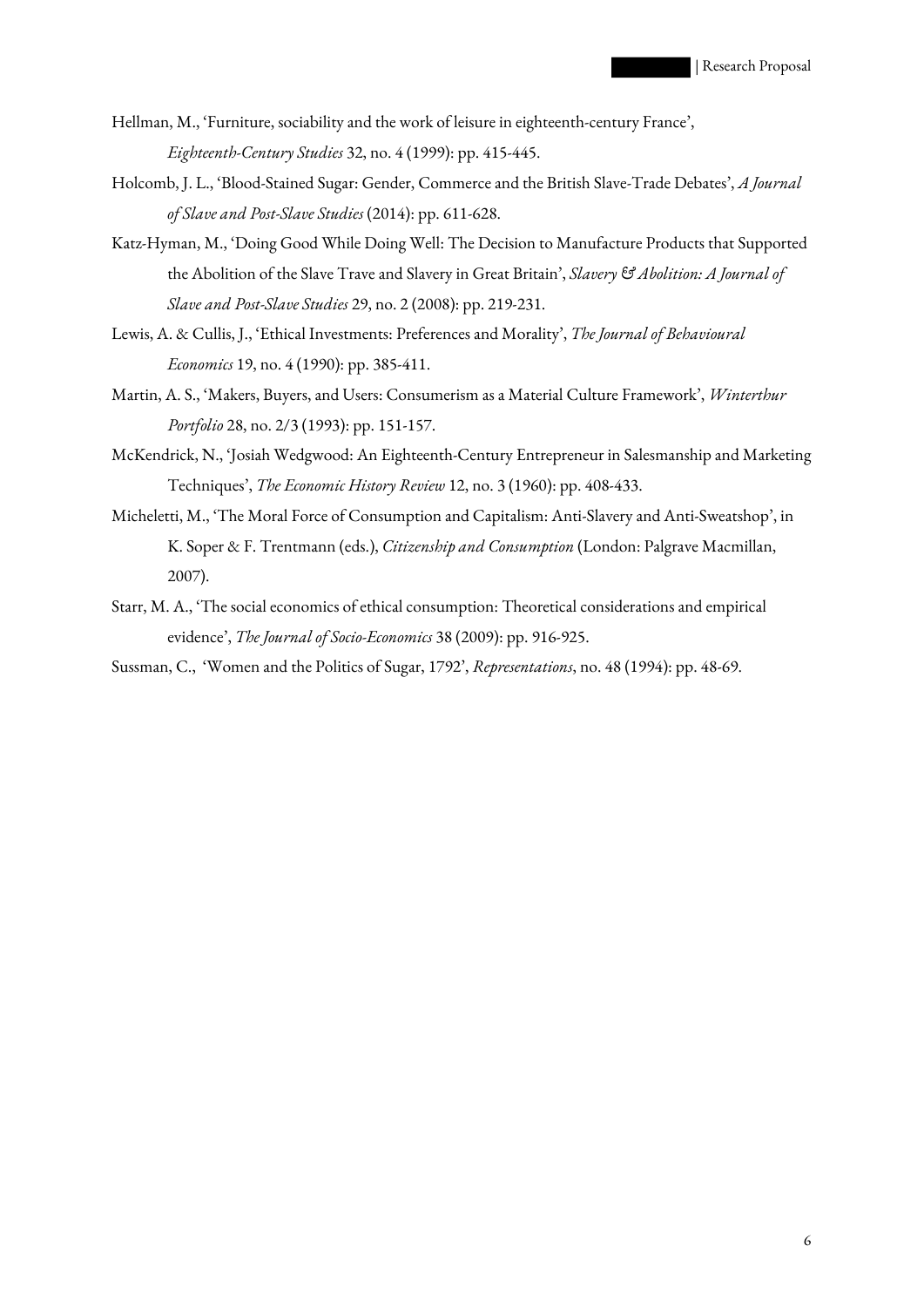Hellman, M., 'Furniture, sociability and the work of leisure in eighteenth-century France', *Eighteenth-Century Studies* 32, no. 4 (1999): pp. 415-445.

Holcomb, J. L., 'Blood-Stained Sugar: Gender, Commerce and the British Slave-Trade Debates', *A Journal of Slave and Post-Slave Studies* (2014): pp. 611-628.

Katz-Hyman, M., 'Doing Good While Doing Well: The Decision to Manufacture Products that Supported the Abolition of the Slave Trave and Slavery in Great Britain', *Slavery & Abolition: A Journal of Slave and Post-Slave Studies* 29, no. 2 (2008): pp. 219-231.

Lewis, A. & Cullis, J., 'Ethical Investments: Preferences and Morality', *The Journal of Behavioural Economics* 19, no. 4 (1990): pp. 385-411.

Martin, A. S., 'Makers, Buyers, and Users: Consumerism as a Material Culture Framework', *Winterthur Portfolio* 28, no. 2/3 (1993): pp. 151-157.

McKendrick, N., 'Josiah Wedgwood: An Eighteenth-Century Entrepreneur in Salesmanship and Marketing Techniques', *The Economic History Review* 12, no. 3 (1960): pp. 408-433.

Micheletti, M., 'The Moral Force of Consumption and Capitalism: Anti-Slavery and Anti-Sweatshop', in K. Soper & F. Trentmann (eds.), *Citizenship and Consumption* (London: Palgrave Macmillan, 2007).

Starr, M. A., 'The social economics of ethical consumption: Theoretical considerations and empirical evidence', *The Journal of Socio-Economics* 38 (2009): pp. 916-925.

Sussman, C., 'Women and the Politics of Sugar, 1792', *Representations*, no. 48 (1994): pp. 48-69.